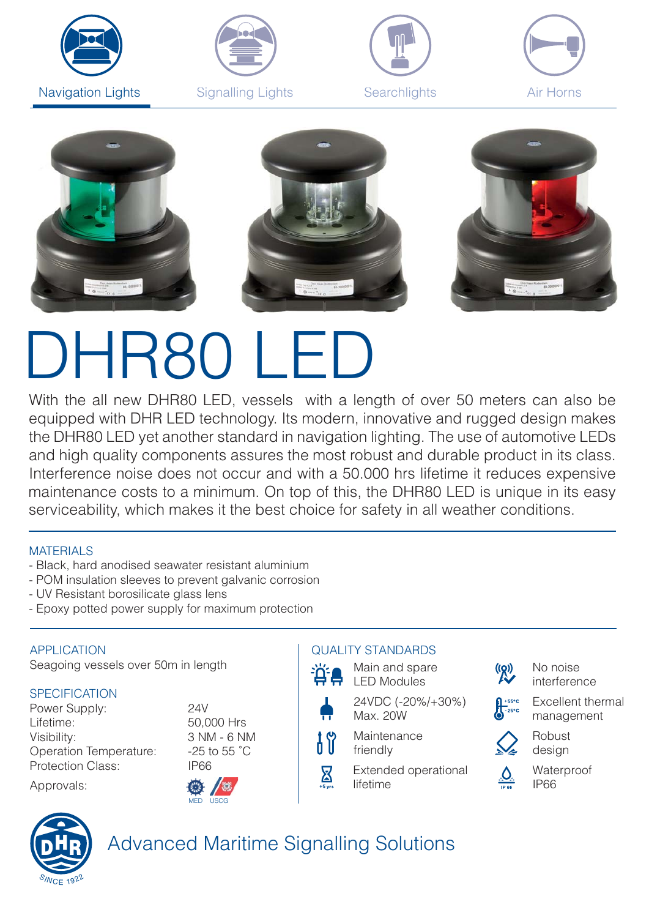Navigation Lights | Signalling Lights | Searchlights | Air Horns

# DHR80 LED

With the all new DHR80 LED, vessels with a length of over 50 meters can also be equipped with DHR LED technology. Its modern, innovative and rugged design makes the DHR80 LED yet another standard in navigation lighting. The use of automotive LEDs and high quality components assures the most robust and durable product in its class. Interference noise does not occur and with a 50.000 hrs lifetime it reduces expensive maintenance costs to a minimum. On top of this, the DHR80 LED is unique in its easy serviceability, which makes it the best choice for safety in all weather conditions.

## MATERIALS

- Black, hard anodised seawater resistant aluminium
- POM insulation sleeves to prevent galvanic corrosion
- UV Resistant borosilicate glass lens
- Epoxy potted power supply for maximum protection

## APPLICATION

Seagoing vessels over 50m in length

## SPECIFICATION

| | |
|---|---|
| Power Supply: | 24V |
| Lifetime: | 50,000 Hrs |
| Visibility: | 3 NM - 6 NM |
| Operation Temperature: | -25 to 55 ˚C |
| Protection Class: | IP66 |
| Approvals: | MED USCG |

## QUALITY STANDARDS

- Main and spare LED Modules
- 24VDC (-20%/+30%) Max. 20W
- Maintenance friendly
- Extended operational lifetime
- No noise interference
- Excellent thermal management
- Robust design
- Waterproof IP66

Advanced Maritime Signalling Solutions

DHR SINCE 1922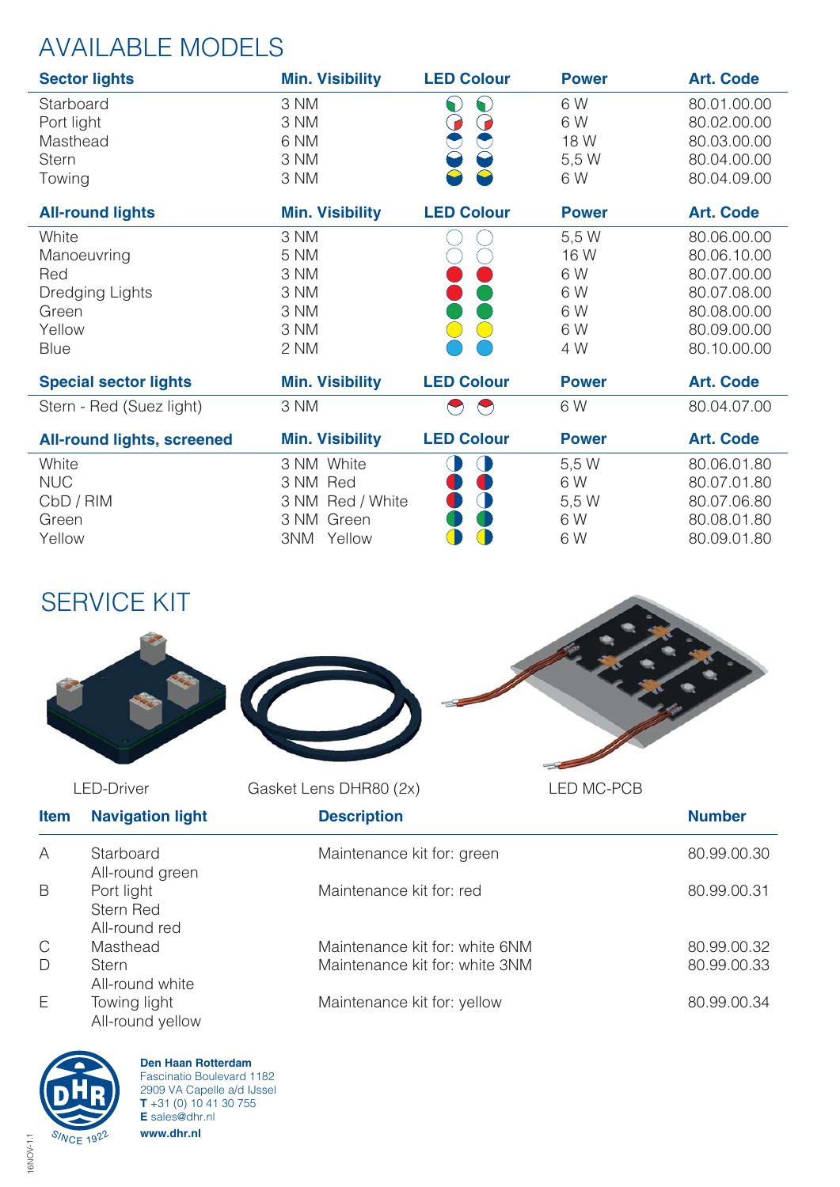# AVAILABLE MODELS

| Sector lights | Min. Visibility | LED Colour | Power | Art. Code |
|---|---|---|---|---|
| Starboard | 3 NM | | 6 W | 80.01.00.00 |
| Port light | 3 NM | | 6 W | 80.02.00.00 |
| Masthead | 6 NM | | 18 W | 80.03.00.00 |
| Stern | 3 NM | | 5,5 W | 80.04.00.00 |
| Towing | 3 NM | | 6 W | 80.04.09.00 |

| All-round lights | Min. Visibility | LED Colour | Power | Art. Code |
|---|---|---|---|---|
| White | 3 NM | | 5,5 W | 80.06.00.00 |
| Manoeuvring | 5 NM | | 16 W | 80.06.10.00 |
| Red | 3 NM | | 6 W | 80.07.00.00 |
| Dredging Lights | 3 NM | | 6 W | 80.07.08.00 |
| Green | 3 NM | | 6 W | 80.08.00.00 |
| Yellow | 3 NM | | 6 W | 80.09.00.00 |
| Blue | 2 NM | | 4 W | 80.10.00.00 |

| Special sector lights | Min. Visibility | LED Colour | Power | Art. Code |
|---|---|---|---|---|
| Stern - Red (Suez light) | 3 NM | | 6 W | 80.04.07.00 |

| All-round lights, screened | Min. Visibility | LED Colour | Power | Art. Code |
|---|---|---|---|---|
| White | 3 NM White | | 5,5 W | 80.06.01.80 |
| NUC | 3 NM Red | | 6 W | 80.07.01.80 |
| CbD / RIM | 3 NM Red / White | | 5,5 W | 80.07.06.80 |
| Green | 3 NM Green | | 6 W | 80.08.01.80 |
| Yellow | 3NM Yellow | | 6 W | 80.09.01.80 |

# SERVICE KIT

LED-Driver

Gasket Lens DHR80 (2x)

LED MC-PCB

| Item | Navigation light | Description | Number |
|---|---|---|---|
| A | Starboard<br>All-round green | Maintenance kit for: green | 80.99.00.30 |
| B | Port light<br>Stern Red<br>All-round red | Maintenance kit for: red | 80.99.00.31 |
| C | Masthead | Maintenance kit for: white 6NM | 80.99.00.32 |
| D | Stern<br>All-round white | Maintenance kit for: white 3NM | 80.99.00.33 |
| E | Towing light<br>All-round yellow | Maintenance kit for: yellow | 80.99.00.34 |

DHR SINCE 1922

**Den Haan Rotterdam**
Fascinatio Boulevard 1182
2909 VA Capelle a/d IJssel
**T** +31 (0) 10 41 30 755
**E** sales@dhr.nl
**www.dhr.nl**

16NOV-1.1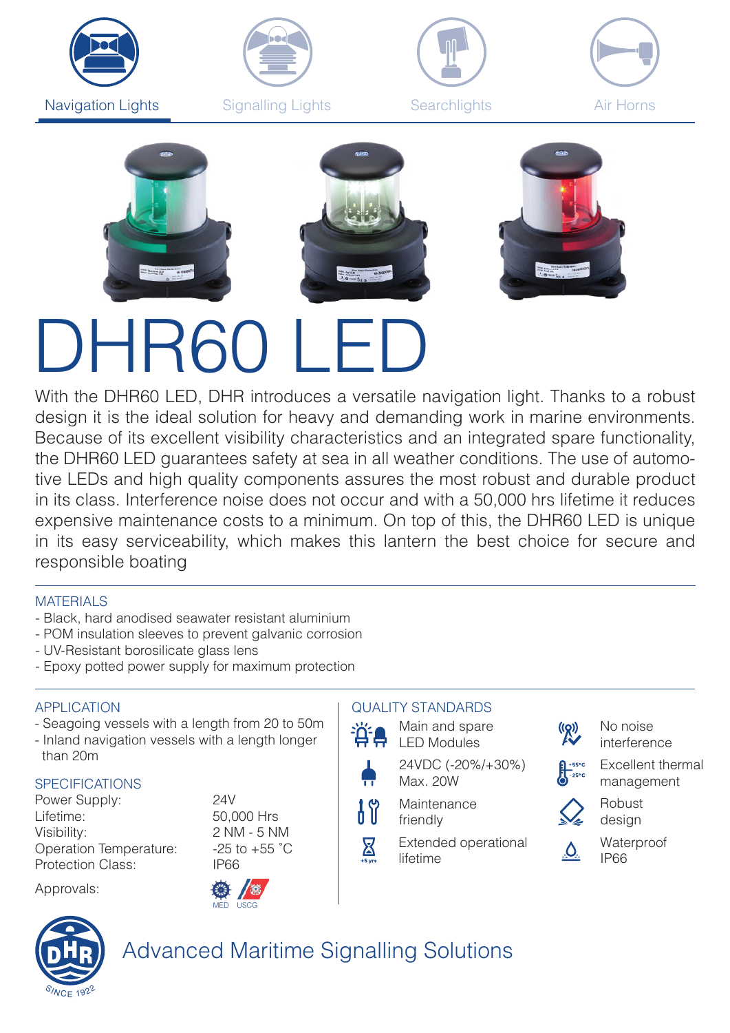Navigation Lights | Signalling Lights | Searchlights | Air Horns

# DHR60 LED

With the DHR60 LED, DHR introduces a versatile navigation light. Thanks to a robust design it is the ideal solution for heavy and demanding work in marine environments. Because of its excellent visibility characteristics and an integrated spare functionality, the DHR60 LED guarantees safety at sea in all weather conditions. The use of automotive LEDs and high quality components assures the most robust and durable product in its class. Interference noise does not occur and with a 50,000 hrs lifetime it reduces expensive maintenance costs to a minimum. On top of this, the DHR60 LED is unique in its easy serviceability, which makes this lantern the best choice for secure and responsible boating

## MATERIALS

- Black, hard anodised seawater resistant aluminium
- POM insulation sleeves to prevent galvanic corrosion
- UV-Resistant borosilicate glass lens
- Epoxy potted power supply for maximum protection

## APPLICATION

- Seagoing vessels with a length from 20 to 50m
- Inland navigation vessels with a length longer than 20m

## SPECIFICATIONS

| | |
|---|---|
| Power Supply: | 24V |
| Lifetime: | 50,000 Hrs |
| Visibility: | 2 NM - 5 NM |
| Operation Temperature: | -25 to +55 °C |
| Protection Class: | IP66 |
| Approvals: | MED, USCG |

## QUALITY STANDARDS

- Main and spare LED Modules
- 24VDC (-20%/+30%) Max. 20W
- Maintenance friendly
- Extended operational lifetime
- No noise interference
- Excellent thermal management
- Robust design
- Waterproof IP66

DHR SINCE 1922

Advanced Maritime Signalling Solutions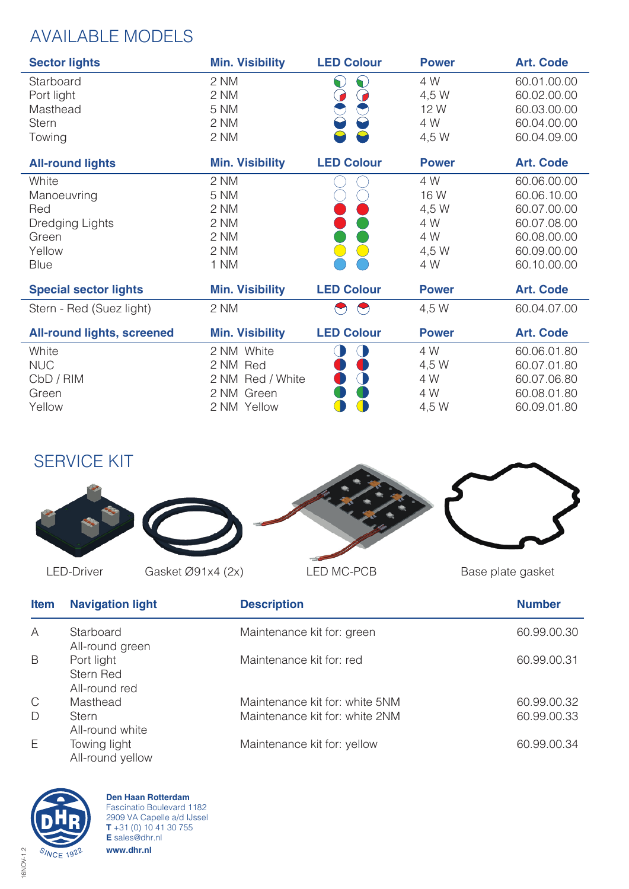# AVAILABLE MODELS

| Sector lights | Min. Visibility | LED Colour | Power | Art. Code |
|---|---|---|---|---|
| Starboard | 2 NM | | 4 W | 60.01.00.00 |
| Port light | 2 NM | | 4,5 W | 60.02.00.00 |
| Masthead | 5 NM | | 12 W | 60.03.00.00 |
| Stern | 2 NM | | 4 W | 60.04.00.00 |
| Towing | 2 NM | | 4,5 W | 60.04.09.00 |

| All-round lights | Min. Visibility | LED Colour | Power | Art. Code |
|---|---|---|---|---|
| White | 2 NM | | 4 W | 60.06.00.00 |
| Manoeuvring | 5 NM | | 16 W | 60.06.10.00 |
| Red | 2 NM | | 4,5 W | 60.07.00.00 |
| Dredging Lights | 2 NM | | 4 W | 60.07.08.00 |
| Green | 2 NM | | 4 W | 60.08.00.00 |
| Yellow | 2 NM | | 4,5 W | 60.09.00.00 |
| Blue | 1 NM | | 4 W | 60.10.00.00 |

| Special sector lights | Min. Visibility | LED Colour | Power | Art. Code |
|---|---|---|---|---|
| Stern - Red (Suez light) | 2 NM | | 4,5 W | 60.04.07.00 |

| All-round lights, screened | Min. Visibility | LED Colour | Power | Art. Code |
|---|---|---|---|---|
| White | 2 NM White | | 4 W | 60.06.01.80 |
| NUC | 2 NM Red | | 4,5 W | 60.07.01.80 |
| CbD / RIM | 2 NM Red / White | | 4 W | 60.07.06.80 |
| Green | 2 NM Green | | 4 W | 60.08.01.80 |
| Yellow | 2 NM Yellow | | 4,5 W | 60.09.01.80 |

# SERVICE KIT

LED-Driver

Gasket Ø91x4 (2x)

LED MC-PCB

Base plate gasket

| Item | Navigation light | Description | Number |
|---|---|---|---|
| A | Starboard<br>All-round green | Maintenance kit for: green | 60.99.00.30 |
| B | Port light<br>Stern Red<br>All-round red | Maintenance kit for: red | 60.99.00.31 |
| C | Masthead | Maintenance kit for: white 5NM | 60.99.00.32 |
| D | Stern<br>All-round white | Maintenance kit for: white 2NM | 60.99.00.33 |
| E | Towing light<br>All-round yellow | Maintenance kit for: yellow | 60.99.00.34 |

DHR SINCE 1922

**Den Haan Rotterdam**
Fascinatio Boulevard 1182
2909 VA Capelle a/d IJssel
**T** +31 (0) 10 41 30 755
**E** sales@dhr.nl
**www.dhr.nl**

16NOV-1.2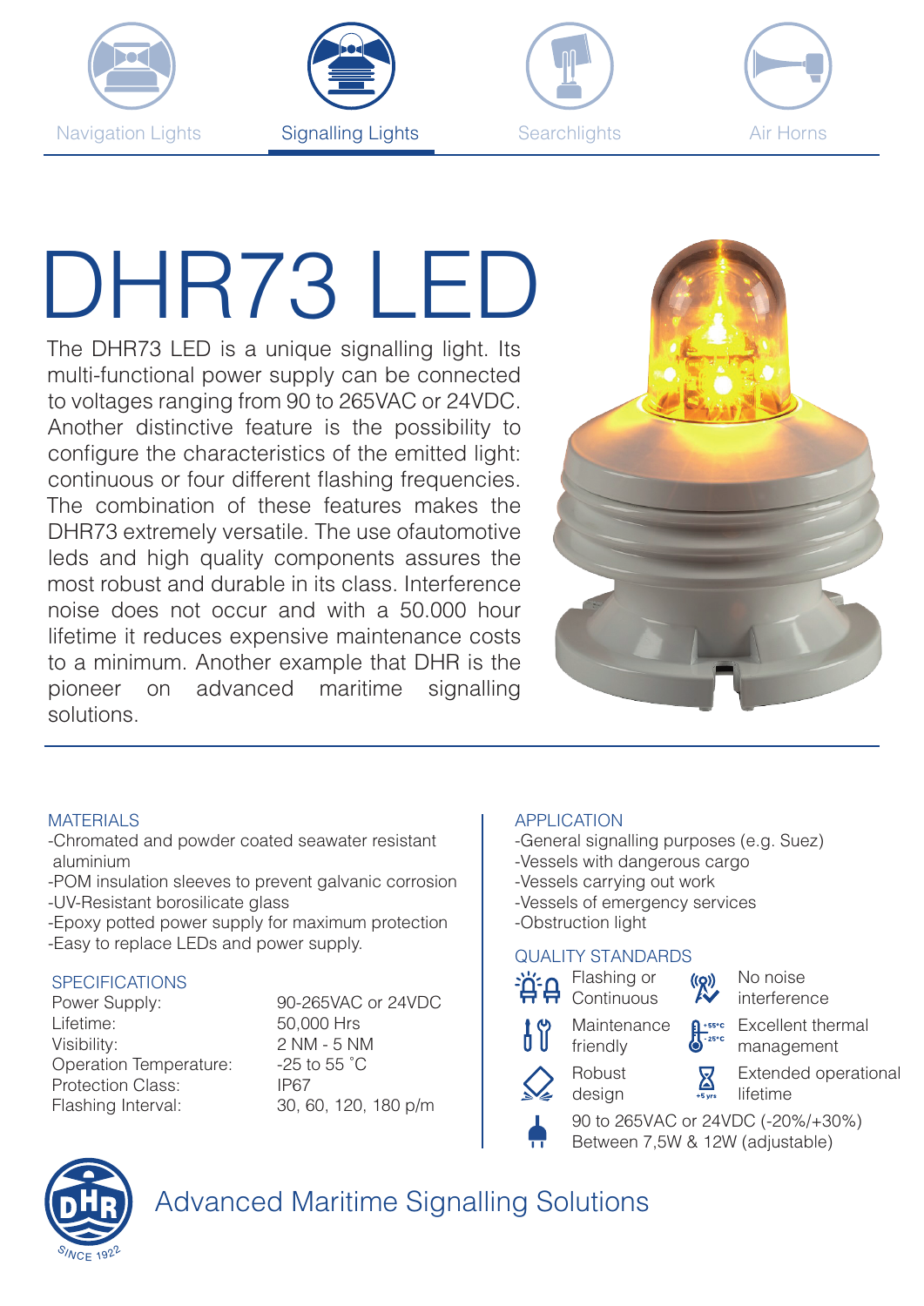Navigation Lights | Signalling Lights | Searchlights | Air Horns

# DHR73 LED

The DHR73 LED is a unique signalling light. Its multi-functional power supply can be connected to voltages ranging from 90 to 265VAC or 24VDC. Another distinctive feature is the possibility to configure the characteristics of the emitted light: continuous or four different flashing frequencies. The combination of these features makes the DHR73 extremely versatile. The use ofautomotive leds and high quality components assures the most robust and durable in its class. Interference noise does not occur and with a 50.000 hour lifetime it reduces expensive maintenance costs to a minimum. Another example that DHR is the pioneer on advanced maritime signalling solutions.

## MATERIALS

- Chromated and powder coated seawater resistant aluminium
- POM insulation sleeves to prevent galvanic corrosion
- UV-Resistant borosilicate glass
- Epoxy potted power supply for maximum protection
- Easy to replace LEDs and power supply.

## SPECIFICATIONS

| | |
|---|---|
| Power Supply: | 90-265VAC or 24VDC |
| Lifetime: | 50,000 Hrs |
| Visibility: | 2 NM - 5 NM |
| Operation Temperature: | -25 to 55 ˚C |
| Protection Class: | IP67 |
| Flashing Interval: | 30, 60, 120, 180 p/m |

## APPLICATION

- General signalling purposes (e.g. Suez)
- Vessels with dangerous cargo
- Vessels carrying out work
- Vessels of emergency services
- Obstruction light

## QUALITY STANDARDS

- Flashing or Continuous
- No noise interference
- Maintenance friendly
- Excellent thermal management
- Robust design
- Extended operational lifetime
- 90 to 265VAC or 24VDC (-20%/+30%) Between 7,5W & 12W (adjustable)

Advanced Maritime Signalling Solutions

DHR SINCE 1922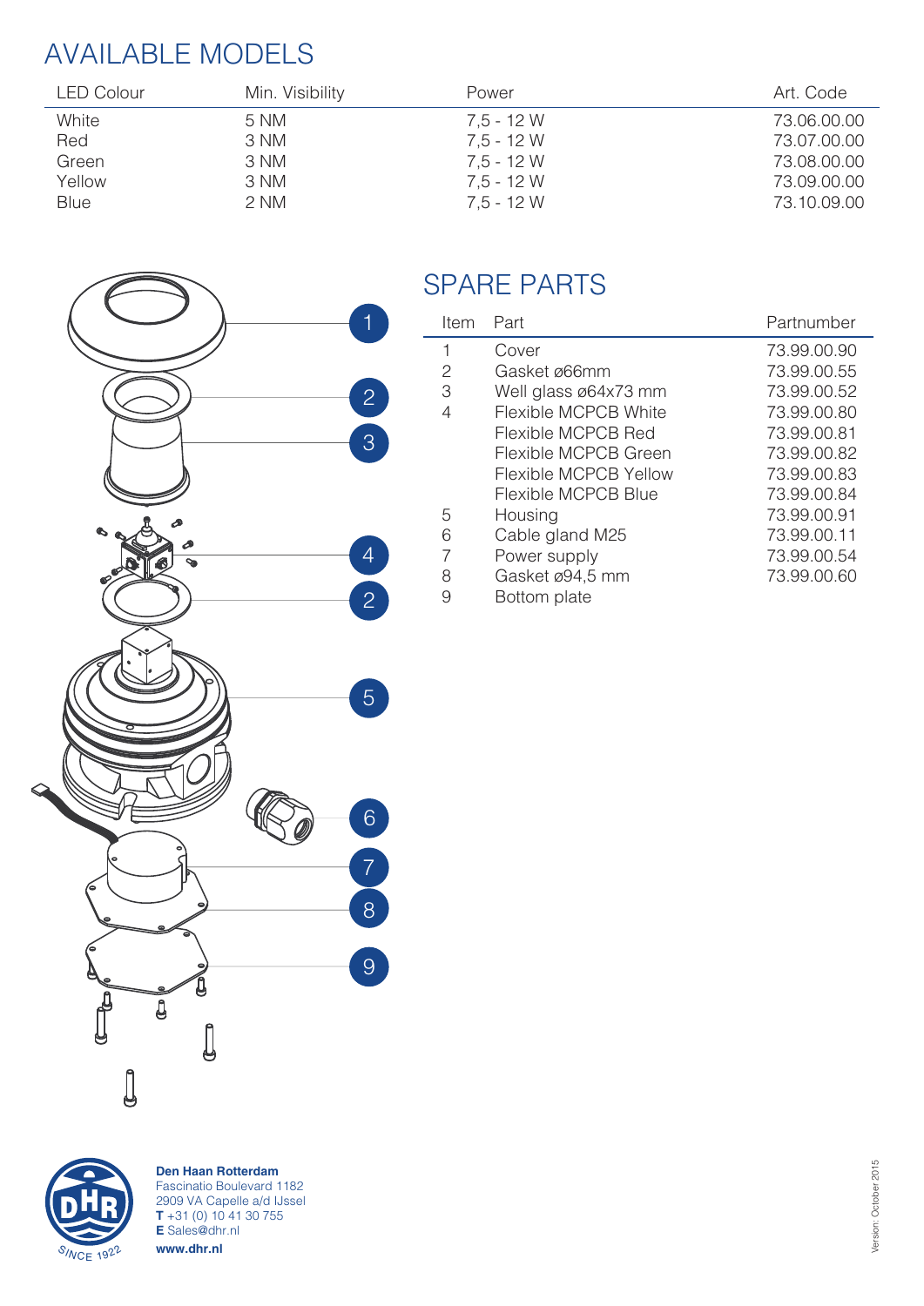# AVAILABLE MODELS

| LED Colour | Min. Visibility | Power | Art. Code |
|---|---|---|---|
| White | 5 NM | 7,5 - 12 W | 73.06.00.00 |
| Red | 3 NM | 7,5 - 12 W | 73.07.00.00 |
| Green | 3 NM | 7,5 - 12 W | 73.08.00.00 |
| Yellow | 3 NM | 7,5 - 12 W | 73.09.00.00 |
| Blue | 2 NM | 7,5 - 12 W | 73.10.09.00 |

1
2
3
4
2
5
6
7
8
9

# SPARE PARTS

| Item | Part | Partnumber |
|---|---|---|
| 1 | Cover | 73.99.00.90 |
| 2 | Gasket ø66mm | 73.99.00.55 |
| 3 | Well glass ø64x73 mm | 73.99.00.52 |
| 4 | Flexible MCPCB White | 73.99.00.80 |
| | Flexible MCPCB Red | 73.99.00.81 |
| | Flexible MCPCB Green | 73.99.00.82 |
| | Flexible MCPCB Yellow | 73.99.00.83 |
| | Flexible MCPCB Blue | 73.99.00.84 |
| 5 | Housing | 73.99.00.91 |
| 6 | Cable gland M25 | 73.99.00.11 |
| 7 | Power supply | 73.99.00.54 |
| 8 | Gasket ø94,5 mm | 73.99.00.60 |
| 9 | Bottom plate | |

DHR SINCE 1922

**Den Haan Rotterdam**
Fascinatio Boulevard 1182
2909 VA Capelle a/d IJssel
**T** +31 (0) 10 41 30 755
**E** Sales@dhr.nl
**www.dhr.nl**

Version: October 2015